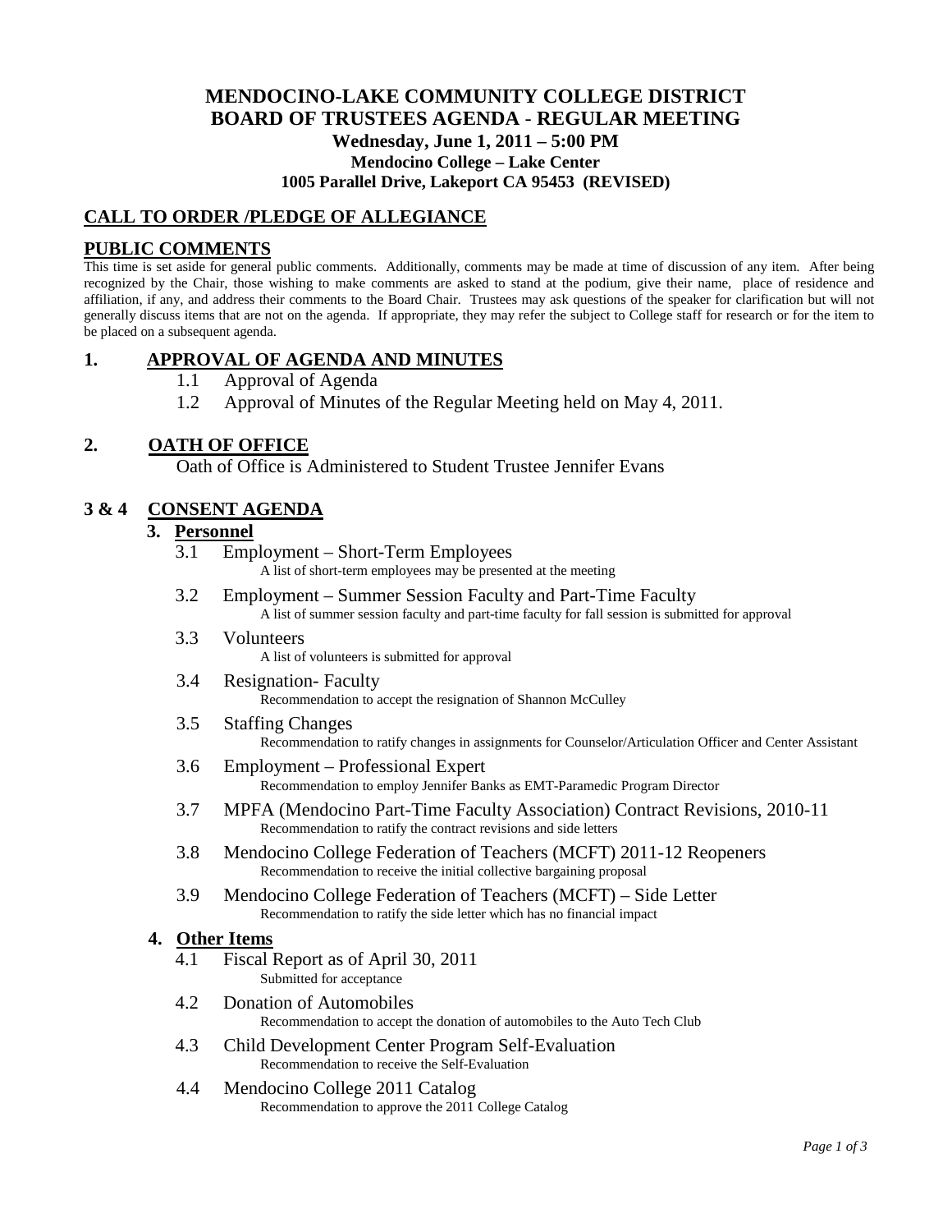# MENDOCINO-LAKE COMMUNITY COLLEGE DISTRICT
# BOARD OF TRUSTEES AGENDA - REGULAR MEETING

**Wednesday, June 1, 2011 – 5:00 PM**
**Mendocino College – Lake Center**
**1005 Parallel Drive, Lakeport CA 95453 (REVISED)**

## CALL TO ORDER /PLEDGE OF ALLEGIANCE

## PUBLIC COMMENTS

This time is set aside for general public comments. Additionally, comments may be made at time of discussion of any item. After being recognized by the Chair, those wishing to make comments are asked to stand at the podium, give their name, place of residence and affiliation, if any, and address their comments to the Board Chair. Trustees may ask questions of the speaker for clarification but will not generally discuss items that are not on the agenda. If appropriate, they may refer the subject to College staff for research or for the item to be placed on a subsequent agenda.

## 1. APPROVAL OF AGENDA AND MINUTES

1.1 Approval of Agenda

1.2 Approval of Minutes of the Regular Meeting held on May 4, 2011.

## 2. OATH OF OFFICE

Oath of Office is Administered to Student Trustee Jennifer Evans

## 3 & 4 CONSENT AGENDA

### 3. Personnel

3.1 Employment – Short-Term Employees
A list of short-term employees may be presented at the meeting

3.2 Employment – Summer Session Faculty and Part-Time Faculty
A list of summer session faculty and part-time faculty for fall session is submitted for approval

3.3 Volunteers
A list of volunteers is submitted for approval

3.4 Resignation- Faculty
Recommendation to accept the resignation of Shannon McCulley

3.5 Staffing Changes
Recommendation to ratify changes in assignments for Counselor/Articulation Officer and Center Assistant

3.6 Employment – Professional Expert
Recommendation to employ Jennifer Banks as EMT-Paramedic Program Director

3.7 MPFA (Mendocino Part-Time Faculty Association) Contract Revisions, 2010-11
Recommendation to ratify the contract revisions and side letters

3.8 Mendocino College Federation of Teachers (MCFT) 2011-12 Reopeners
Recommendation to receive the initial collective bargaining proposal

3.9 Mendocino College Federation of Teachers (MCFT) – Side Letter
Recommendation to ratify the side letter which has no financial impact

### 4. Other Items

4.1 Fiscal Report as of April 30, 2011
Submitted for acceptance

4.2 Donation of Automobiles
Recommendation to accept the donation of automobiles to the Auto Tech Club

4.3 Child Development Center Program Self-Evaluation
Recommendation to receive the Self-Evaluation

4.4 Mendocino College 2011 Catalog
Recommendation to approve the 2011 College Catalog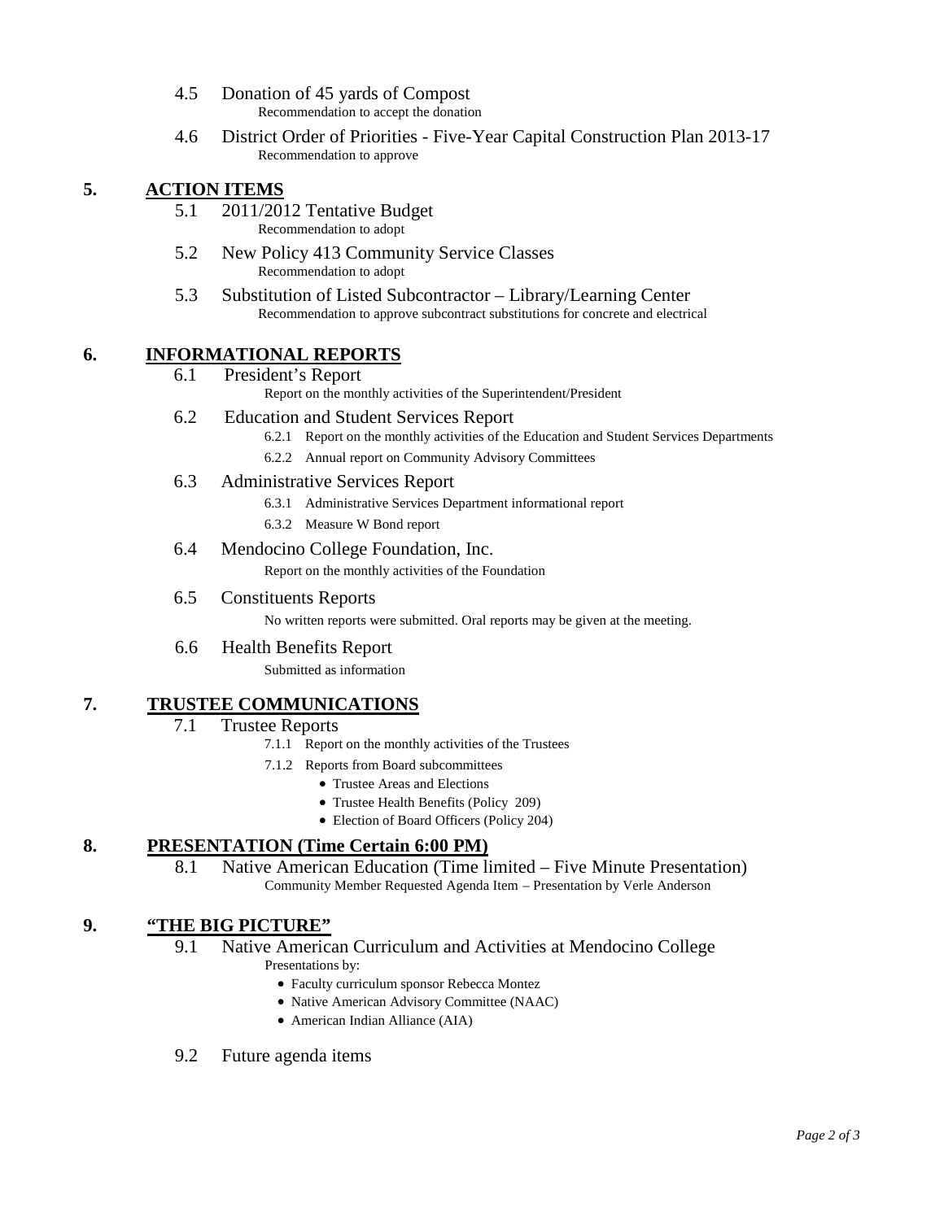4.5 Donation of 45 yards of Compost
Recommendation to accept the donation

4.6 District Order of Priorities - Five-Year Capital Construction Plan 2013-17
Recommendation to approve

## 5. ACTION ITEMS

5.1 2011/2012 Tentative Budget
Recommendation to adopt

5.2 New Policy 413 Community Service Classes
Recommendation to adopt

5.3 Substitution of Listed Subcontractor – Library/Learning Center
Recommendation to approve subcontract substitutions for concrete and electrical

## 6. INFORMATIONAL REPORTS

6.1 President's Report
Report on the monthly activities of the Superintendent/President

6.2 Education and Student Services Report
- 6.2.1 Report on the monthly activities of the Education and Student Services Departments
- 6.2.2 Annual report on Community Advisory Committees

6.3 Administrative Services Report
- 6.3.1 Administrative Services Department informational report
- 6.3.2 Measure W Bond report

6.4 Mendocino College Foundation, Inc.
Report on the monthly activities of the Foundation

6.5 Constituents Reports
No written reports were submitted. Oral reports may be given at the meeting.

6.6 Health Benefits Report
Submitted as information

## 7. TRUSTEE COMMUNICATIONS

7.1 Trustee Reports
- 7.1.1 Report on the monthly activities of the Trustees
- 7.1.2 Reports from Board subcommittees
  - Trustee Areas and Elections
  - Trustee Health Benefits (Policy 209)
  - Election of Board Officers (Policy 204)

## 8. PRESENTATION (Time Certain 6:00 PM)

8.1 Native American Education (Time limited – Five Minute Presentation)
Community Member Requested Agenda Item – Presentation by Verle Anderson

## 9. "THE BIG PICTURE"

9.1 Native American Curriculum and Activities at Mendocino College
Presentations by:
- Faculty curriculum sponsor Rebecca Montez
- Native American Advisory Committee (NAAC)
- American Indian Alliance (AIA)

9.2 Future agenda items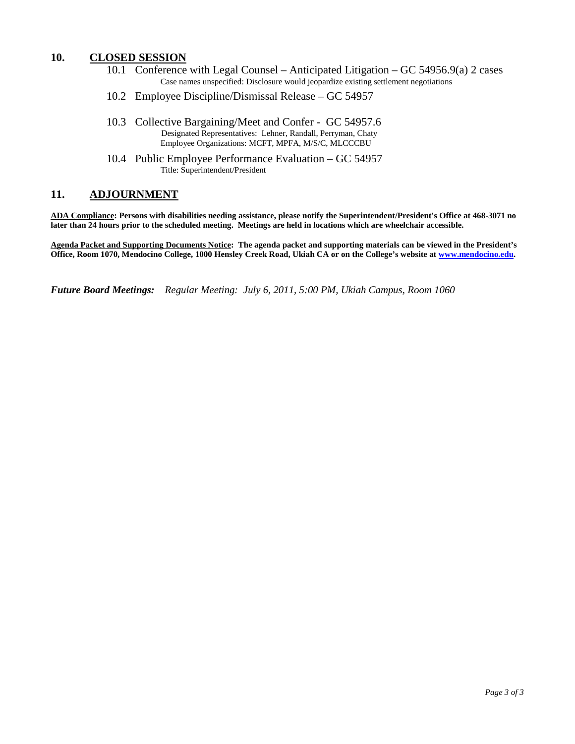## 10. CLOSED SESSION

10.1 Conference with Legal Counsel – Anticipated Litigation – GC 54956.9(a) 2 cases
Case names unspecified: Disclosure would jeopardize existing settlement negotiations

10.2 Employee Discipline/Dismissal Release – GC 54957

10.3 Collective Bargaining/Meet and Confer - GC 54957.6
Designated Representatives: Lehner, Randall, Perryman, Chaty
Employee Organizations: MCFT, MPFA, M/S/C, MLCCCBU

10.4 Public Employee Performance Evaluation – GC 54957
Title: Superintendent/President

## 11. ADJOURNMENT

**ADA Compliance: Persons with disabilities needing assistance, please notify the Superintendent/President's Office at 468-3071 no later than 24 hours prior to the scheduled meeting. Meetings are held in locations which are wheelchair accessible.**

**Agenda Packet and Supporting Documents Notice: The agenda packet and supporting materials can be viewed in the President's Office, Room 1070, Mendocino College, 1000 Hensley Creek Road, Ukiah CA or on the College's website at www.mendocino.edu.**

***Future Board Meetings:*** *Regular Meeting: July 6, 2011, 5:00 PM, Ukiah Campus, Room 1060*